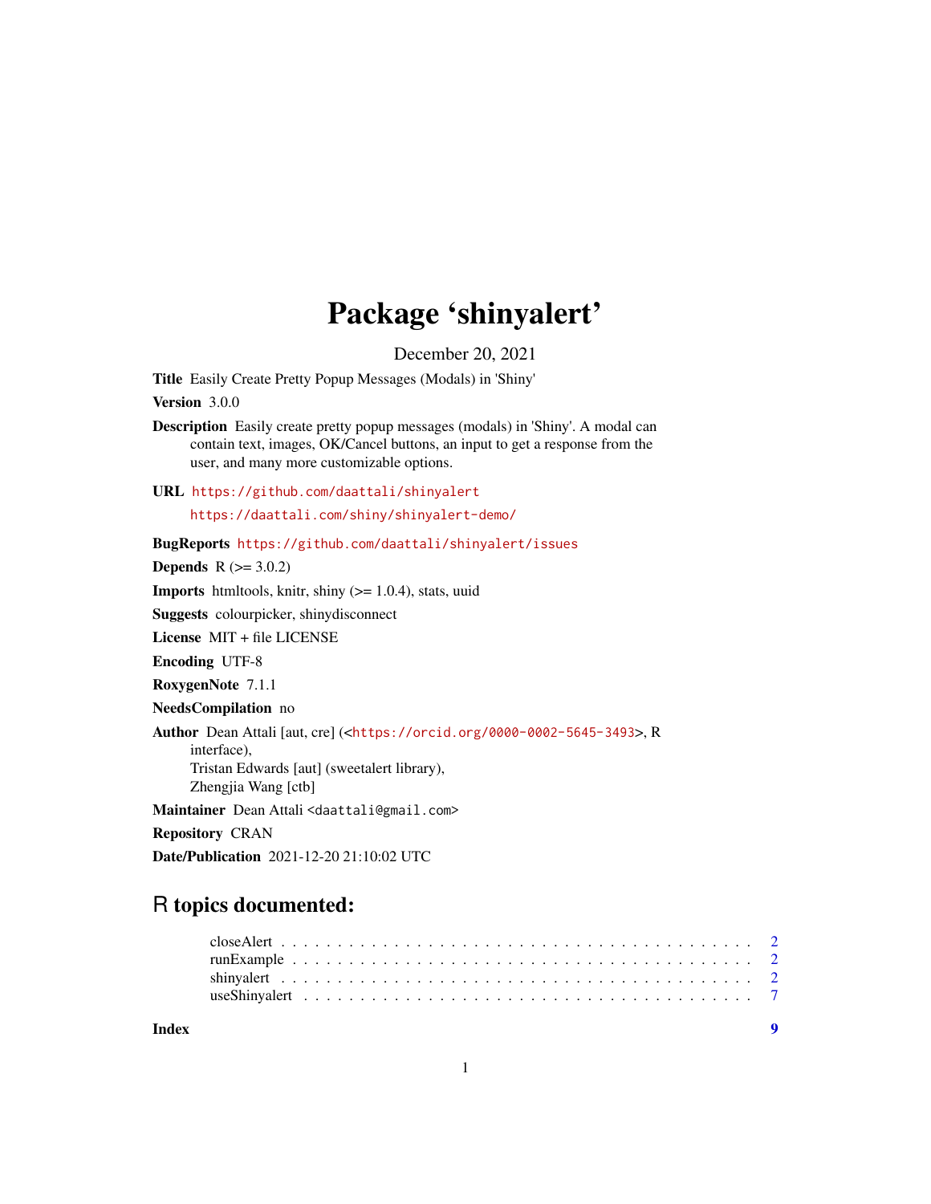# Package 'shinyalert'

December 20, 2021

**Title** Easily Create Pretty Popup Messages (Modals) in 'Shiny'

**Version** 3.0.0

**Description** Easily create pretty popup messages (modals) in 'Shiny'. A modal can contain text, images, OK/Cancel buttons, an input to get a response from the user, and many more customizable options.

**URL** https://github.com/daattali/shinyalert
https://daattali.com/shiny/shinyalert-demo/

**BugReports** https://github.com/daattali/shinyalert/issues

**Depends** R (>= 3.0.2)

**Imports** htmltools, knitr, shiny (>= 1.0.4), stats, uuid

**Suggests** colourpicker, shinydisconnect

**License** MIT + file LICENSE

**Encoding** UTF-8

**RoxygenNote** 7.1.1

**NeedsCompilation** no

**Author** Dean Attali [aut, cre] (<https://orcid.org/0000-0002-5645-3493>, R interface),
Tristan Edwards [aut] (sweetalert library),
Zhengjia Wang [ctb]

**Maintainer** Dean Attali <daattali@gmail.com>

**Repository** CRAN

**Date/Publication** 2021-12-20 21:10:02 UTC

## R topics documented:

closeAlert . . . . . . . . . . . . . . . . . . . . . . . . . . . . . . . . . . . . . . . . . . 2
runExample . . . . . . . . . . . . . . . . . . . . . . . . . . . . . . . . . . . . . . . . . 2
shinyalert . . . . . . . . . . . . . . . . . . . . . . . . . . . . . . . . . . . . . . . . . . 2
useShinyalert . . . . . . . . . . . . . . . . . . . . . . . . . . . . . . . . . . . . . . . . 7

**Index** 9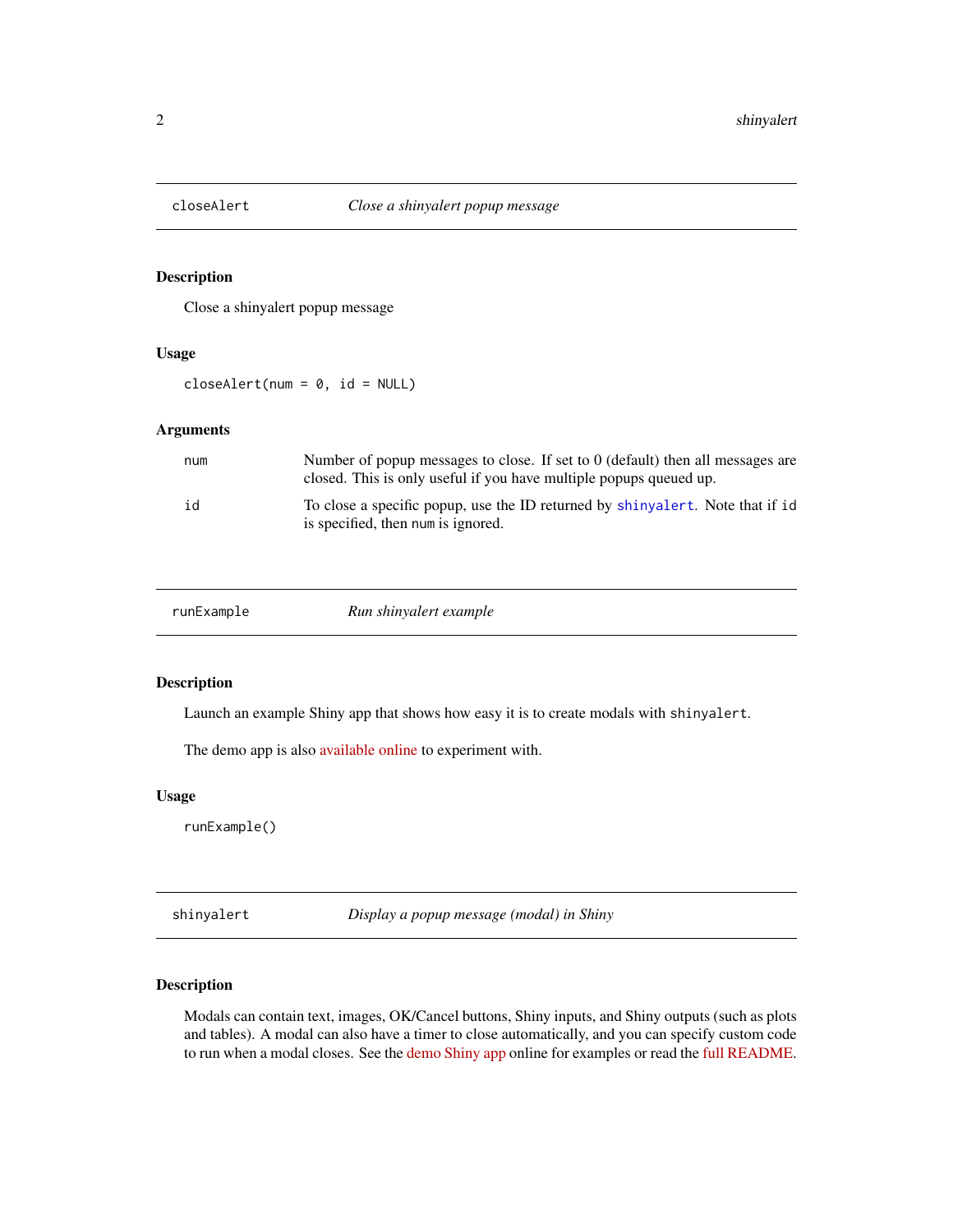## closeAlert *Close a shinyalert popup message*

### Description

Close a shinyalert popup message

### Usage

```
closeAlert(num = 0, id = NULL)
```

### Arguments

| | |
|---|---|
| num | Number of popup messages to close. If set to 0 (default) then all messages are closed. This is only useful if you have multiple popups queued up. |
| id | To close a specific popup, use the ID returned by `shinyalert`. Note that if `id` is specified, then `num` is ignored. |

## runExample *Run shinyalert example*

### Description

Launch an example Shiny app that shows how easy it is to create modals with `shinyalert`.

The demo app is also available online to experiment with.

### Usage

```
runExample()
```

## shinyalert *Display a popup message (modal) in Shiny*

### Description

Modals can contain text, images, OK/Cancel buttons, Shiny inputs, and Shiny outputs (such as plots and tables). A modal can also have a timer to close automatically, and you can specify custom code to run when a modal closes. See the demo Shiny app online for examples or read the full README.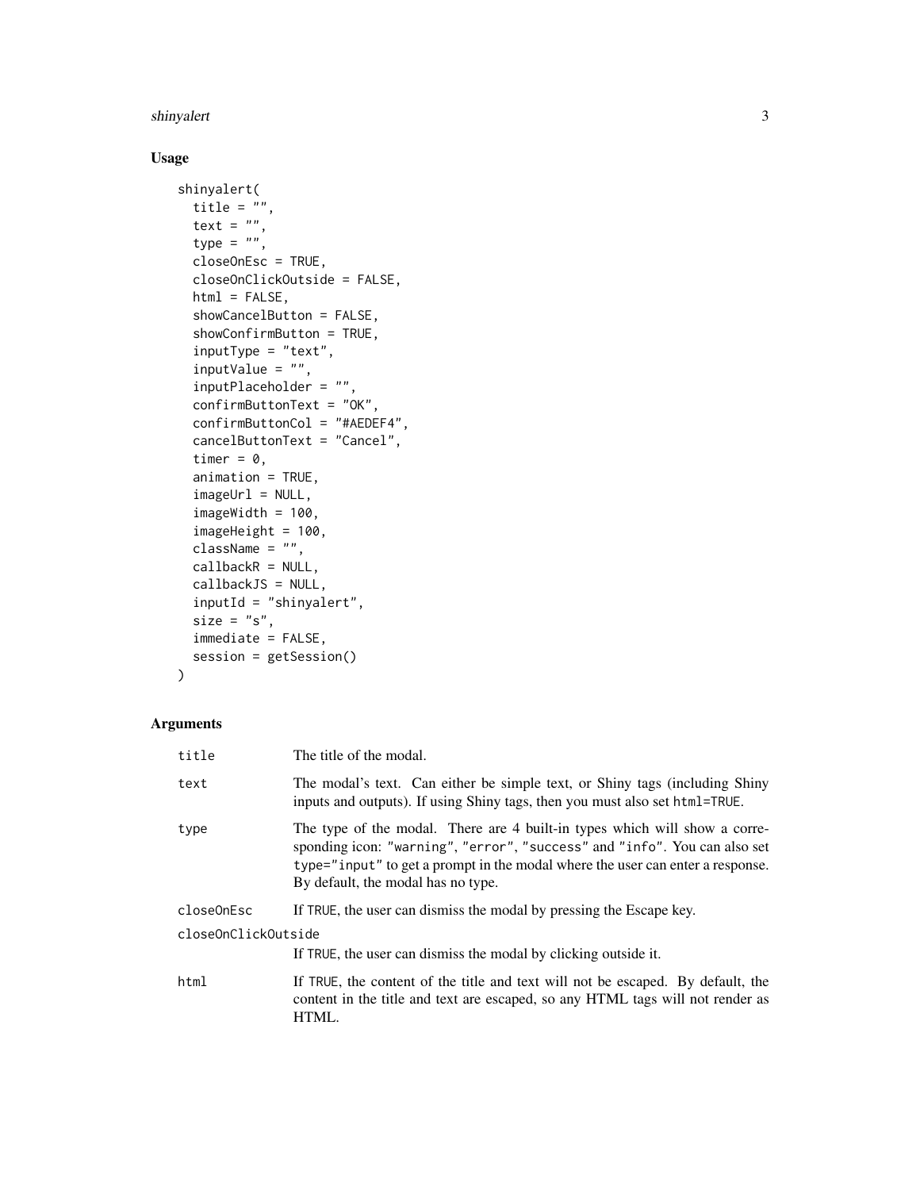## Usage

```
shinyalert(
  title = "",
  text = "",
  type = "",
  closeOnEsc = TRUE,
  closeOnClickOutside = FALSE,
  html = FALSE,
  showCancelButton = FALSE,
  showConfirmButton = TRUE,
  inputType = "text",
  inputValue = "",
  inputPlaceholder = "",
  confirmButtonText = "OK",
  confirmButtonCol = "#AEDEF4",
  cancelButtonText = "Cancel",
  timer = 0,
  animation = TRUE,
  imageUrl = NULL,
  imageWidth = 100,
  imageHeight = 100,
  className = "",
  callbackR = NULL,
  callbackJS = NULL,
  inputId = "shinyalert",
  size = "s",
  immediate = FALSE,
  session = getSession()
)
```

## Arguments

| | |
|---|---|
| `title` | The title of the modal. |
| `text` | The modal's text. Can either be simple text, or Shiny tags (including Shiny inputs and outputs). If using Shiny tags, then you must also set `html=TRUE`. |
| `type` | The type of the modal. There are 4 built-in types which will show a corresponding icon: `"warning"`, `"error"`, `"success"` and `"info"`. You can also set `type="input"` to get a prompt in the modal where the user can enter a response. By default, the modal has no type. |
| `closeOnEsc` | If `TRUE`, the user can dismiss the modal by pressing the Escape key. |
| `closeOnClickOutside` | If `TRUE`, the user can dismiss the modal by clicking outside it. |
| `html` | If `TRUE`, the content of the title and text will not be escaped. By default, the content in the title and text are escaped, so any HTML tags will not render as HTML. |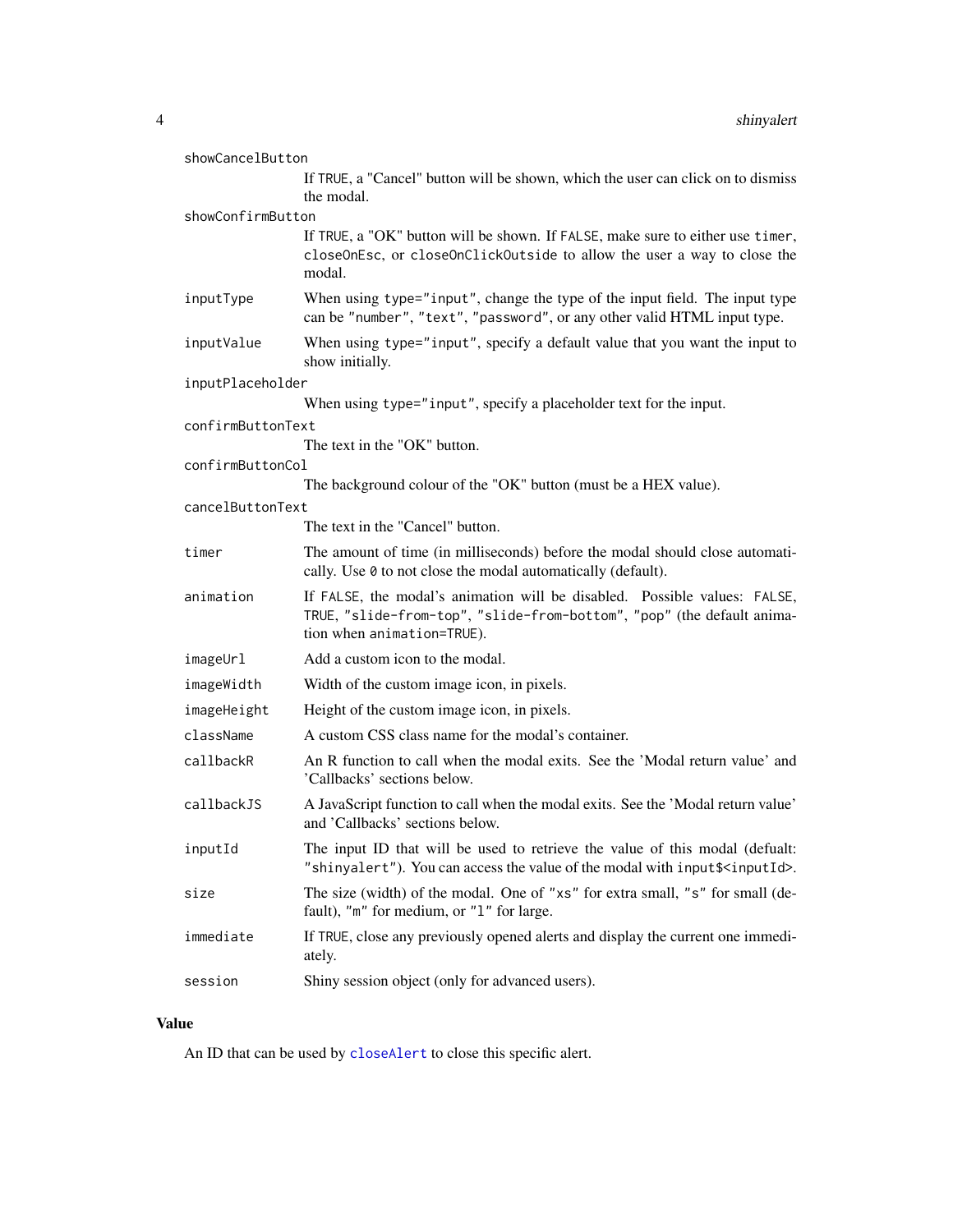`showCancelButton`
: If `TRUE`, a "Cancel" button will be shown, which the user can click on to dismiss the modal.

`showConfirmButton`
: If `TRUE`, a "OK" button will be shown. If `FALSE`, make sure to either use `timer`, `closeOnEsc`, or `closeOnClickOutside` to allow the user a way to close the modal.

`inputType`
: When using `type="input"`, change the type of the input field. The input type can be `"number"`, `"text"`, `"password"`, or any other valid HTML input type.

`inputValue`
: When using `type="input"`, specify a default value that you want the input to show initially.

`inputPlaceholder`
: When using `type="input"`, specify a placeholder text for the input.

`confirmButtonText`
: The text in the "OK" button.

`confirmButtonCol`
: The background colour of the "OK" button (must be a HEX value).

`cancelButtonText`
: The text in the "Cancel" button.

`timer`
: The amount of time (in milliseconds) before the modal should close automatically. Use `0` to not close the modal automatically (default).

`animation`
: If `FALSE`, the modal's animation will be disabled. Possible values: `FALSE`, `TRUE`, `"slide-from-top"`, `"slide-from-bottom"`, `"pop"` (the default animation when `animation=TRUE`).

`imageUrl`
: Add a custom icon to the modal.

`imageWidth`
: Width of the custom image icon, in pixels.

`imageHeight`
: Height of the custom image icon, in pixels.

`className`
: A custom CSS class name for the modal's container.

`callbackR`
: An R function to call when the modal exits. See the 'Modal return value' and 'Callbacks' sections below.

`callbackJS`
: A JavaScript function to call when the modal exits. See the 'Modal return value' and 'Callbacks' sections below.

`inputId`
: The input ID that will be used to retrieve the value of this modal (defualt: `"shinyalert"`). You can access the value of the modal with `input$<inputId>`.

`size`
: The size (width) of the modal. One of `"xs"` for extra small, `"s"` for small (default), `"m"` for medium, or `"l"` for large.

`immediate`
: If `TRUE`, close any previously opened alerts and display the current one immediately.

`session`
: Shiny session object (only for advanced users).

## Value

An ID that can be used by `closeAlert` to close this specific alert.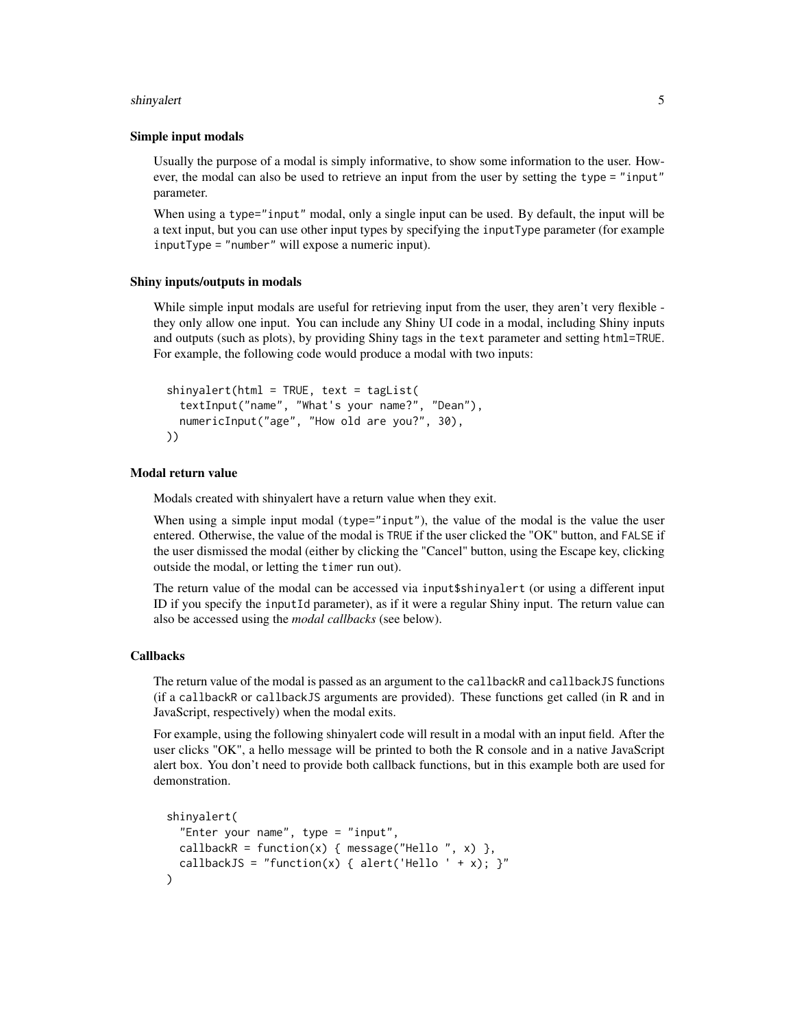### Simple input modals

Usually the purpose of a modal is simply informative, to show some information to the user. However, the modal can also be used to retrieve an input from the user by setting the `type = "input"` parameter.

When using a `type="input"` modal, only a single input can be used. By default, the input will be a text input, but you can use other input types by specifying the `inputType` parameter (for example `inputType = "number"` will expose a numeric input).

### Shiny inputs/outputs in modals

While simple input modals are useful for retrieving input from the user, they aren't very flexible - they only allow one input. You can include any Shiny UI code in a modal, including Shiny inputs and outputs (such as plots), by providing Shiny tags in the `text` parameter and setting `html=TRUE`. For example, the following code would produce a modal with two inputs:

```
shinyalert(html = TRUE, text = tagList(
  textInput("name", "What's your name?", "Dean"),
  numericInput("age", "How old are you?", 30),
))
```

### Modal return value

Modals created with shinyalert have a return value when they exit.

When using a simple input modal (`type="input"`), the value of the modal is the value the user entered. Otherwise, the value of the modal is `TRUE` if the user clicked the "OK" button, and `FALSE` if the user dismissed the modal (either by clicking the "Cancel" button, using the Escape key, clicking outside the modal, or letting the `timer` run out).

The return value of the modal can be accessed via `input$shinyalert` (or using a different input ID if you specify the `inputId` parameter), as if it were a regular Shiny input. The return value can also be accessed using the *modal callbacks* (see below).

### Callbacks

The return value of the modal is passed as an argument to the `callbackR` and `callbackJS` functions (if a `callbackR` or `callbackJS` arguments are provided). These functions get called (in R and in JavaScript, respectively) when the modal exits.

For example, using the following shinyalert code will result in a modal with an input field. After the user clicks "OK", a hello message will be printed to both the R console and in a native JavaScript alert box. You don't need to provide both callback functions, but in this example both are used for demonstration.

```
shinyalert(
  "Enter your name", type = "input",
  callbackR = function(x) { message("Hello ", x) },
  callbackJS = "function(x) { alert('Hello ' + x); }"
)
```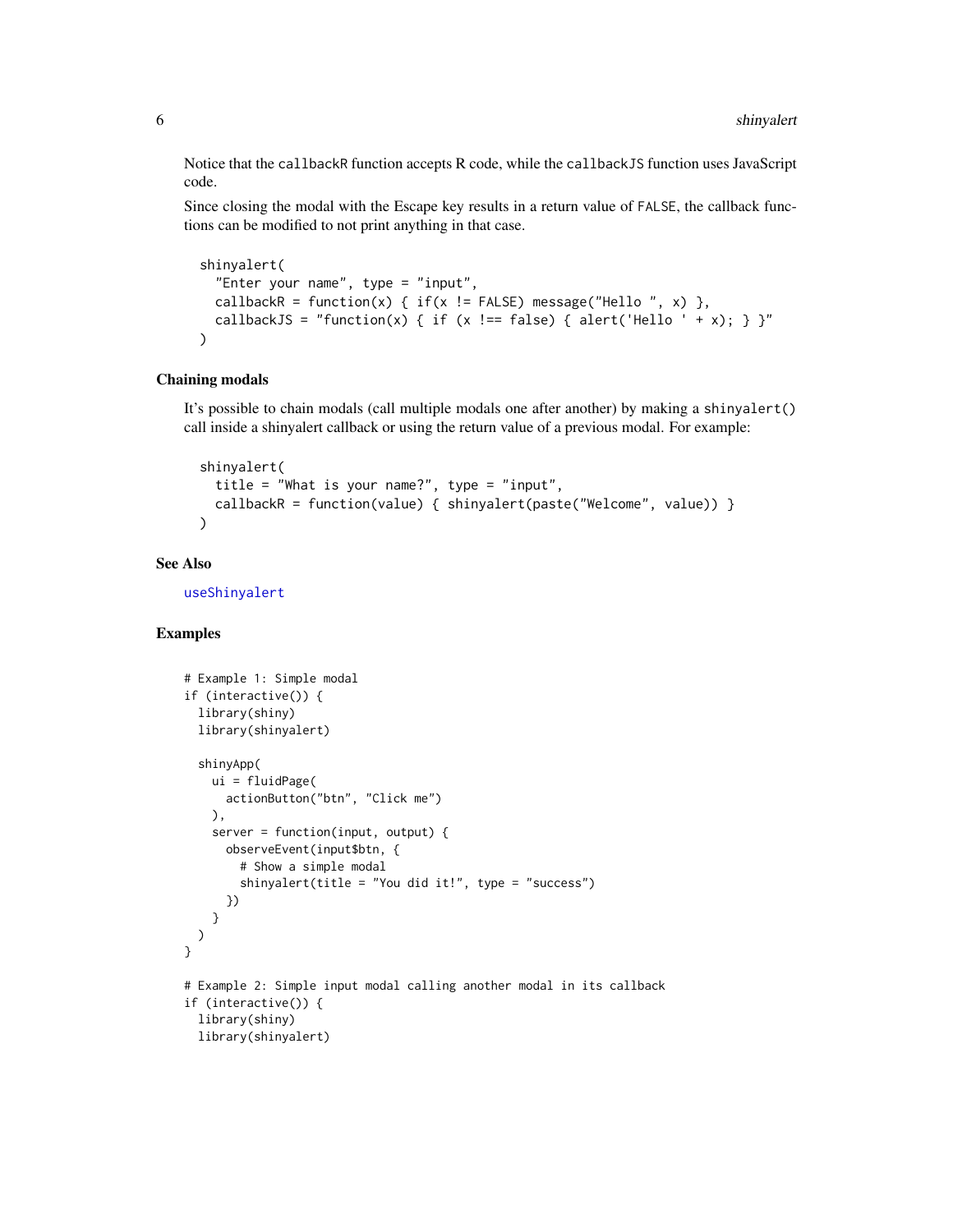Notice that the callbackR function accepts R code, while the callbackJS function uses JavaScript code.

Since closing the modal with the Escape key results in a return value of FALSE, the callback functions can be modified to not print anything in that case.

```
shinyalert(
  "Enter your name", type = "input",
  callbackR = function(x) { if(x != FALSE) message("Hello ", x) },
  callbackJS = "function(x) { if (x !== false) { alert('Hello ' + x); } }"
)
```

## Chaining modals

It's possible to chain modals (call multiple modals one after another) by making a shinyalert() call inside a shinyalert callback or using the return value of a previous modal. For example:

```
shinyalert(
  title = "What is your name?", type = "input",
  callbackR = function(value) { shinyalert(paste("Welcome", value)) }
)
```

## See Also

useShinyalert

## Examples

```
# Example 1: Simple modal
if (interactive()) {
  library(shiny)
  library(shinyalert)

  shinyApp(
    ui = fluidPage(
      actionButton("btn", "Click me")
    ),
    server = function(input, output) {
      observeEvent(input$btn, {
        # Show a simple modal
        shinyalert(title = "You did it!", type = "success")
      })
    }
  )
}

# Example 2: Simple input modal calling another modal in its callback
if (interactive()) {
  library(shiny)
  library(shinyalert)
```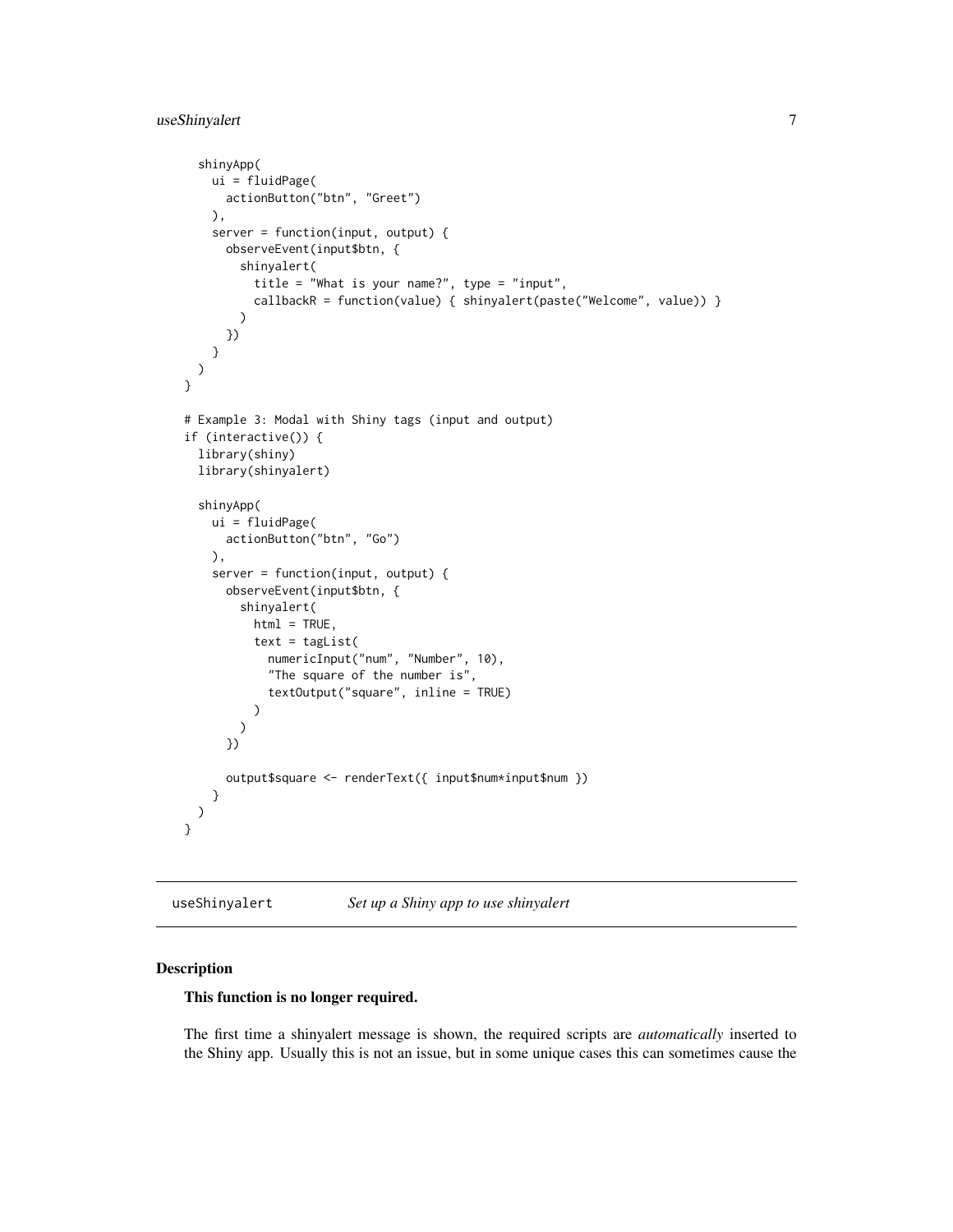```
  shinyApp(
    ui = fluidPage(
      actionButton("btn", "Greet")
    ),
    server = function(input, output) {
      observeEvent(input$btn, {
        shinyalert(
          title = "What is your name?", type = "input",
          callbackR = function(value) { shinyalert(paste("Welcome", value)) }
        )
      })
    }
  )
}

# Example 3: Modal with Shiny tags (input and output)
if (interactive()) {
  library(shiny)
  library(shinyalert)

  shinyApp(
    ui = fluidPage(
      actionButton("btn", "Go")
    ),
    server = function(input, output) {
      observeEvent(input$btn, {
        shinyalert(
          html = TRUE,
          text = tagList(
            numericInput("num", "Number", 10),
            "The square of the number is",
            textOutput("square", inline = TRUE)
          )
        )
      })

      output$square <- renderText({ input$num*input$num })
    }
  )
}
```

## useShinyalert — *Set up a Shiny app to use shinyalert*

### Description

**This function is no longer required.**

The first time a shinyalert message is shown, the required scripts are *automatically* inserted to the Shiny app. Usually this is not an issue, but in some unique cases this can sometimes cause the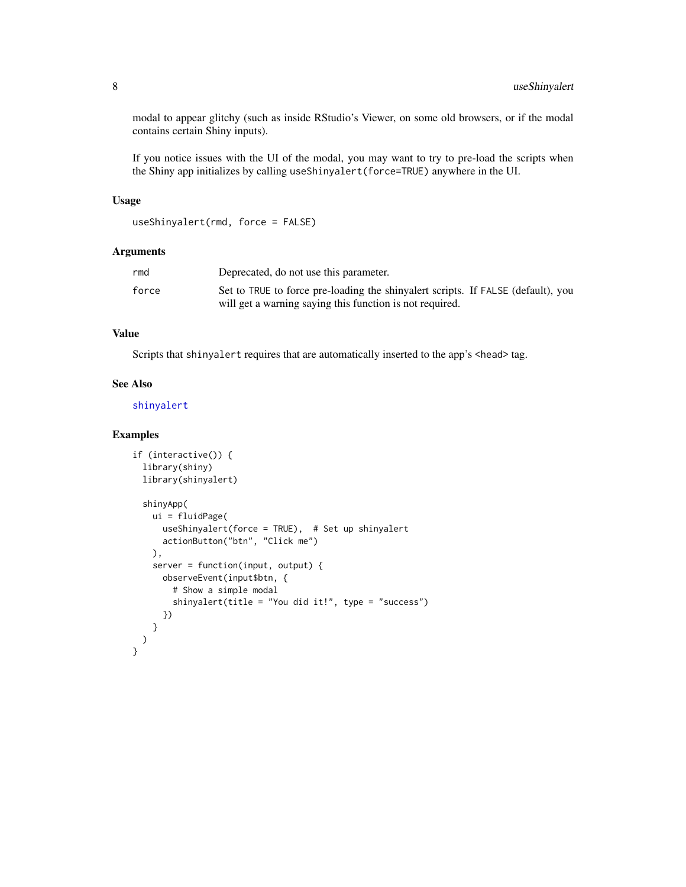modal to appear glitchy (such as inside RStudio's Viewer, on some old browsers, or if the modal contains certain Shiny inputs).

If you notice issues with the UI of the modal, you may want to try to pre-load the scripts when the Shiny app initializes by calling `useShinyalert(force=TRUE)` anywhere in the UI.

### Usage

```
useShinyalert(rmd, force = FALSE)
```

### Arguments

| | |
|---|---|
| `rmd` | Deprecated, do not use this parameter. |
| `force` | Set to `TRUE` to force pre-loading the shinyalert scripts. If `FALSE` (default), you will get a warning saying this function is not required. |

### Value

Scripts that `shinyalert` requires that are automatically inserted to the app's <head> tag.

### See Also

`shinyalert`

### Examples

```
if (interactive()) {
  library(shiny)
  library(shinyalert)

  shinyApp(
    ui = fluidPage(
      useShinyalert(force = TRUE),  # Set up shinyalert
      actionButton("btn", "Click me")
    ),
    server = function(input, output) {
      observeEvent(input$btn, {
        # Show a simple modal
        shinyalert(title = "You did it!", type = "success")
      })
    }
  )
}
```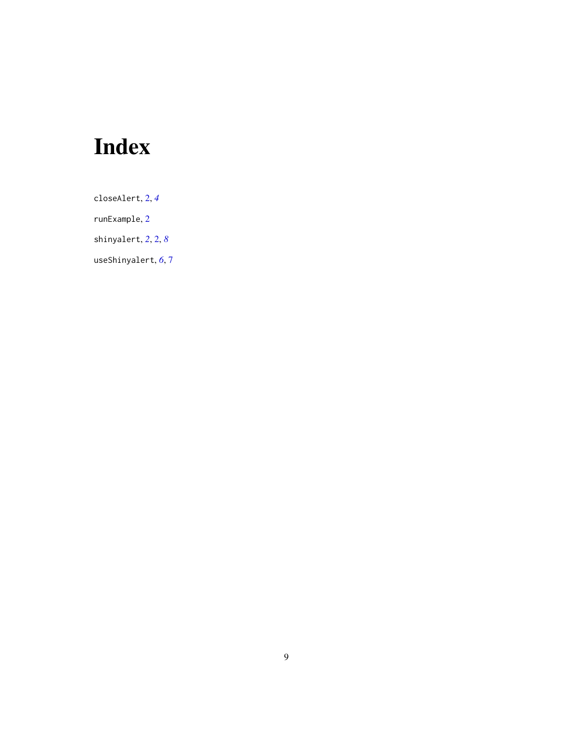# Index

closeAlert, 2, *4*

runExample, 2

shinyalert, *2*, 2, *8*

useShinyalert, *6*, 7